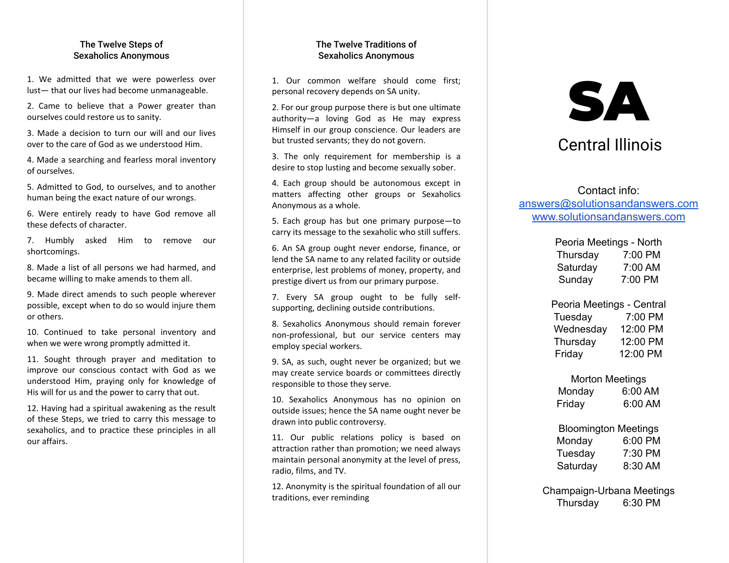## The Twelve Steps of Sexaholics Anonymous

1. We admitted that we were powerless over lust— that our lives had become unmanageable.

2. Came to believe that a Power greater than ourselves could restore us to sanity.

3. Made a decision to turn our will and our lives over to the care of God as we understood Him.

4. Made a searching and fearless moral inventory of ourselves.

5. Admitted to God, to ourselves, and to another human being the exact nature of our wrongs.

6. Were entirely ready to have God remove all these defects of character.

7. Humbly asked Him to remove our shortcomings.

8. Made a list of all persons we had harmed, and became willing to make amends to them all.

9. Made direct amends to such people wherever possible, except when to do so would injure them or others.

10. Continued to take personal inventory and when we were wrong promptly admitted it.

11. Sought through prayer and meditation to improve our conscious contact with God as we understood Him, praying only for knowledge of His will for us and the power to carry that out.

12. Having had a spiritual awakening as the result of these Steps, we tried to carry this message to sexaholics, and to practice these principles in all our affairs.

## The Twelve Traditions of Sexaholics Anonymous

1. Our common welfare should come first; personal recovery depends on SA unity.

2. For our group purpose there is but one ultimate authority—a loving God as He may express Himself in our group conscience. Our leaders are but trusted servants; they do not govern.

3. The only requirement for membership is a desire to stop lusting and become sexually sober.

4. Each group should be autonomous except in matters affecting other groups or Sexaholics Anonymous as a whole.

5. Each group has but one primary purpose—to carry its message to the sexaholic who still suffers.

6. An SA group ought never endorse, finance, or lend the SA name to any related facility or outside enterprise, lest problems of money, property, and prestige divert us from our primary purpose.

7. Every SA group ought to be fully self-supporting, declining outside contributions.

8. Sexaholics Anonymous should remain forever non-professional, but our service centers may employ special workers.

9. SA, as such, ought never be organized; but we may create service boards or committees directly responsible to those they serve.

10. Sexaholics Anonymous has no opinion on outside issues; hence the SA name ought never be drawn into public controversy.

11. Our public relations policy is based on attraction rather than promotion; we need always maintain personal anonymity at the level of press, radio, films, and TV.

12. Anonymity is the spiritual foundation of all our traditions, ever reminding

# SA

## Central Illinois

Contact info:
answers@solutionsandanswers.com
www.solutionsandanswers.com

**Peoria Meetings - North**
Thursday 7:00 PM
Saturday 7:00 AM
Sunday 7:00 PM

**Peoria Meetings - Central**
Tuesday 7:00 PM
Wednesday 12:00 PM
Thursday 12:00 PM
Friday 12:00 PM

**Morton Meetings**
Monday 6:00 AM
Friday 6:00 AM

**Bloomington Meetings**
Monday 6:00 PM
Tuesday 7:30 PM
Saturday 8:30 AM

**Champaign-Urbana Meetings**
Thursday 6:30 PM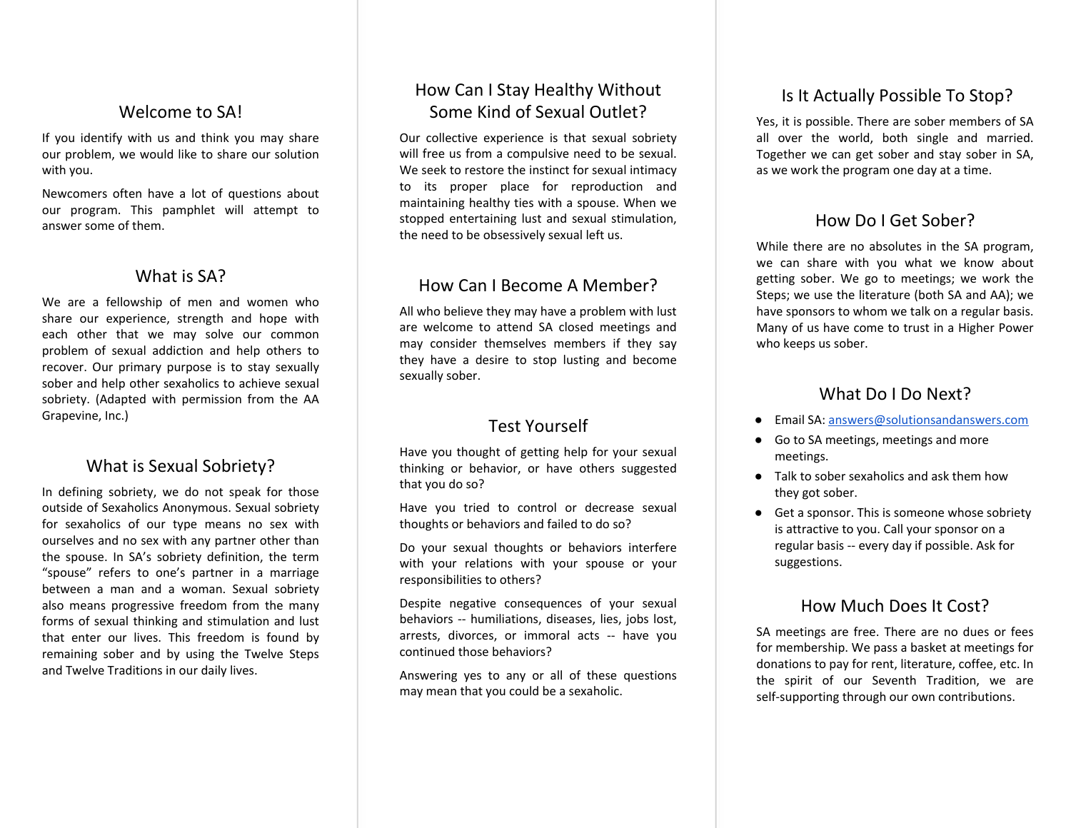## Welcome to SA!

If you identify with us and think you may share our problem, we would like to share our solution with you.

Newcomers often have a lot of questions about our program. This pamphlet will attempt to answer some of them.

## What is SA?

We are a fellowship of men and women who share our experience, strength and hope with each other that we may solve our common problem of sexual addiction and help others to recover. Our primary purpose is to stay sexually sober and help other sexaholics to achieve sexual sobriety. (Adapted with permission from the AA Grapevine, Inc.)

## What is Sexual Sobriety?

In defining sobriety, we do not speak for those outside of Sexaholics Anonymous. Sexual sobriety for sexaholics of our type means no sex with ourselves and no sex with any partner other than the spouse. In SA's sobriety definition, the term "spouse" refers to one's partner in a marriage between a man and a woman. Sexual sobriety also means progressive freedom from the many forms of sexual thinking and stimulation and lust that enter our lives. This freedom is found by remaining sober and by using the Twelve Steps and Twelve Traditions in our daily lives.

## How Can I Stay Healthy Without Some Kind of Sexual Outlet?

Our collective experience is that sexual sobriety will free us from a compulsive need to be sexual. We seek to restore the instinct for sexual intimacy to its proper place for reproduction and maintaining healthy ties with a spouse. When we stopped entertaining lust and sexual stimulation, the need to be obsessively sexual left us.

## How Can I Become A Member?

All who believe they may have a problem with lust are welcome to attend SA closed meetings and may consider themselves members if they say they have a desire to stop lusting and become sexually sober.

## Test Yourself

Have you thought of getting help for your sexual thinking or behavior, or have others suggested that you do so?

Have you tried to control or decrease sexual thoughts or behaviors and failed to do so?

Do your sexual thoughts or behaviors interfere with your relations with your spouse or your responsibilities to others?

Despite negative consequences of your sexual behaviors -- humiliations, diseases, lies, jobs lost, arrests, divorces, or immoral acts -- have you continued those behaviors?

Answering yes to any or all of these questions may mean that you could be a sexaholic.

## Is It Actually Possible To Stop?

Yes, it is possible. There are sober members of SA all over the world, both single and married. Together we can get sober and stay sober in SA, as we work the program one day at a time.

## How Do I Get Sober?

While there are no absolutes in the SA program, we can share with you what we know about getting sober. We go to meetings; we work the Steps; we use the literature (both SA and AA); we have sponsors to whom we talk on a regular basis. Many of us have come to trust in a Higher Power who keeps us sober.

## What Do I Do Next?

- Email SA: answers@solutionsandanswers.com
- Go to SA meetings, meetings and more meetings.
- Talk to sober sexaholics and ask them how they got sober.
- Get a sponsor. This is someone whose sobriety is attractive to you. Call your sponsor on a regular basis -- every day if possible. Ask for suggestions.

## How Much Does It Cost?

SA meetings are free. There are no dues or fees for membership. We pass a basket at meetings for donations to pay for rent, literature, coffee, etc. In the spirit of our Seventh Tradition, we are self-supporting through our own contributions.